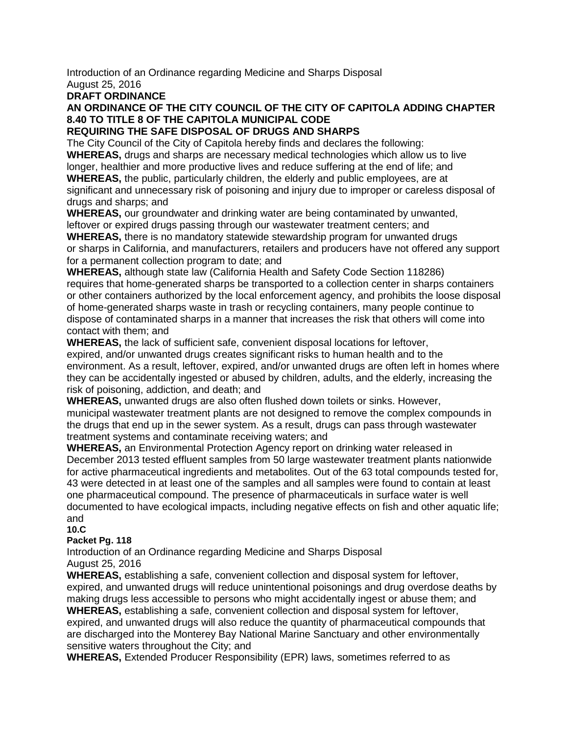**DRAFT ORDINANCE**

# AN ORDINANCE OF THE CITY COUNCIL OF THE CITY OF CAPITOLA ADDING CHAPTER 8.40 TO TITLE 8 OF THE CAPITOLA MUNICIPAL CODE REQUIRING THE SAFE DISPOSAL OF DRUGS AND SHARPS

The City Council of the City of Capitola hereby finds and declares the following:

**WHEREAS,** drugs and sharps are necessary medical technologies which allow us to live longer, healthier and more productive lives and reduce suffering at the end of life; and

**WHEREAS,** the public, particularly children, the elderly and public employees, are at significant and unnecessary risk of poisoning and injury due to improper or careless disposal of drugs and sharps; and

**WHEREAS,** our groundwater and drinking water are being contaminated by unwanted, leftover or expired drugs passing through our wastewater treatment centers; and

**WHEREAS,** there is no mandatory statewide stewardship program for unwanted drugs or sharps in California, and manufacturers, retailers and producers have not offered any support for a permanent collection program to date; and

**WHEREAS,** although state law (California Health and Safety Code Section 118286) requires that home-generated sharps be transported to a collection center in sharps containers or other containers authorized by the local enforcement agency, and prohibits the loose disposal of home-generated sharps waste in trash or recycling containers, many people continue to dispose of contaminated sharps in a manner that increases the risk that others will come into contact with them; and

**WHEREAS,** the lack of sufficient safe, convenient disposal locations for leftover, expired, and/or unwanted drugs creates significant risks to human health and to the environment. As a result, leftover, expired, and/or unwanted drugs are often left in homes where they can be accidentally ingested or abused by children, adults, and the elderly, increasing the risk of poisoning, addiction, and death; and

**WHEREAS,** unwanted drugs are also often flushed down toilets or sinks. However, municipal wastewater treatment plants are not designed to remove the complex compounds in the drugs that end up in the sewer system. As a result, drugs can pass through wastewater treatment systems and contaminate receiving waters; and

**WHEREAS,** an Environmental Protection Agency report on drinking water released in December 2013 tested effluent samples from 50 large wastewater treatment plants nationwide for active pharmaceutical ingredients and metabolites. Out of the 63 total compounds tested for, 43 were detected in at least one of the samples and all samples were found to contain at least one pharmaceutical compound. The presence of pharmaceuticals in surface water is well documented to have ecological impacts, including negative effects on fish and other aquatic life; and

**WHEREAS,** establishing a safe, convenient collection and disposal system for leftover, expired, and unwanted drugs will reduce unintentional poisonings and drug overdose deaths by making drugs less accessible to persons who might accidentally ingest or abuse them; and

**WHEREAS,** establishing a safe, convenient collection and disposal system for leftover, expired, and unwanted drugs will also reduce the quantity of pharmaceutical compounds that are discharged into the Monterey Bay National Marine Sanctuary and other environmentally sensitive waters throughout the City; and

**WHEREAS,** Extended Producer Responsibility (EPR) laws, sometimes referred to as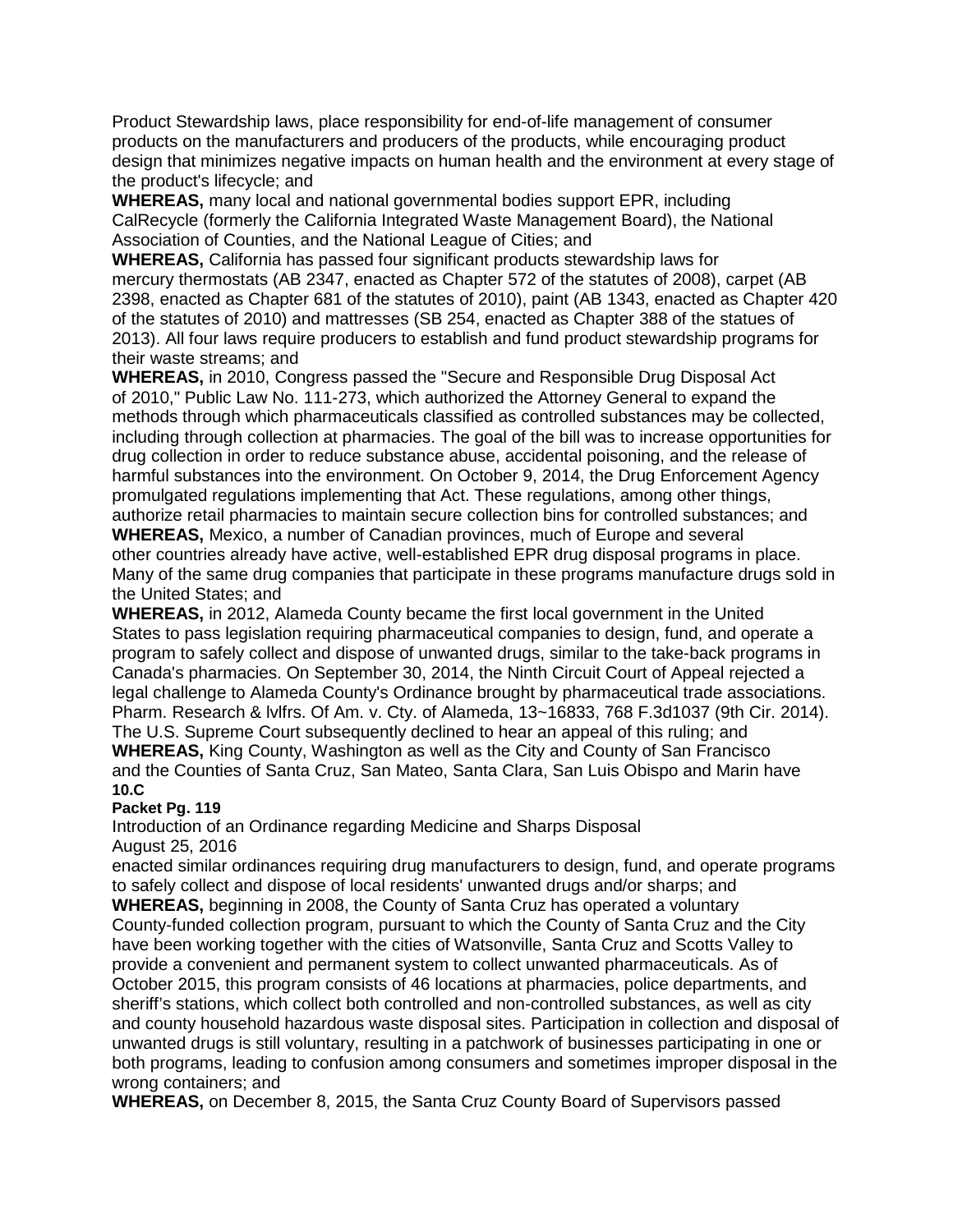Product Stewardship laws, place responsibility for end-of-life management of consumer products on the manufacturers and producers of the products, while encouraging product design that minimizes negative impacts on human health and the environment at every stage of the product's lifecycle; and

**WHEREAS,** many local and national governmental bodies support EPR, including CalRecycle (formerly the California Integrated Waste Management Board), the National Association of Counties, and the National League of Cities; and

**WHEREAS,** California has passed four significant products stewardship laws for mercury thermostats (AB 2347, enacted as Chapter 572 of the statutes of 2008), carpet (AB 2398, enacted as Chapter 681 of the statutes of 2010), paint (AB 1343, enacted as Chapter 420 of the statutes of 2010) and mattresses (SB 254, enacted as Chapter 388 of the statues of 2013). All four laws require producers to establish and fund product stewardship programs for their waste streams; and

**WHEREAS,** in 2010, Congress passed the "Secure and Responsible Drug Disposal Act of 2010," Public Law No. 111-273, which authorized the Attorney General to expand the methods through which pharmaceuticals classified as controlled substances may be collected, including through collection at pharmacies. The goal of the bill was to increase opportunities for drug collection in order to reduce substance abuse, accidental poisoning, and the release of harmful substances into the environment. On October 9, 2014, the Drug Enforcement Agency promulgated regulations implementing that Act. These regulations, among other things, authorize retail pharmacies to maintain secure collection bins for controlled substances; and

**WHEREAS,** Mexico, a number of Canadian provinces, much of Europe and several other countries already have active, well-established EPR drug disposal programs in place. Many of the same drug companies that participate in these programs manufacture drugs sold in the United States; and

**WHEREAS,** in 2012, Alameda County became the first local government in the United States to pass legislation requiring pharmaceutical companies to design, fund, and operate a program to safely collect and dispose of unwanted drugs, similar to the take-back programs in Canada's pharmacies. On September 30, 2014, the Ninth Circuit Court of Appeal rejected a legal challenge to Alameda County's Ordinance brought by pharmaceutical trade associations. Pharm. Research & lvlfrs. Of Am. v. Cty. of Alameda, 13~16833, 768 F.3d1037 (9th Cir. 2014). The U.S. Supreme Court subsequently declined to hear an appeal of this ruling; and

**WHEREAS,** King County, Washington as well as the City and County of San Francisco and the Counties of Santa Cruz, San Mateo, Santa Clara, San Luis Obispo and Marin have enacted similar ordinances requiring drug manufacturers to design, fund, and operate programs to safely collect and dispose of local residents' unwanted drugs and/or sharps; and

**WHEREAS,** beginning in 2008, the County of Santa Cruz has operated a voluntary County-funded collection program, pursuant to which the County of Santa Cruz and the City have been working together with the cities of Watsonville, Santa Cruz and Scotts Valley to provide a convenient and permanent system to collect unwanted pharmaceuticals. As of October 2015, this program consists of 46 locations at pharmacies, police departments, and sheriff's stations, which collect both controlled and non-controlled substances, as well as city and county household hazardous waste disposal sites. Participation in collection and disposal of unwanted drugs is still voluntary, resulting in a patchwork of businesses participating in one or both programs, leading to confusion among consumers and sometimes improper disposal in the wrong containers; and

**WHEREAS,** on December 8, 2015, the Santa Cruz County Board of Supervisors passed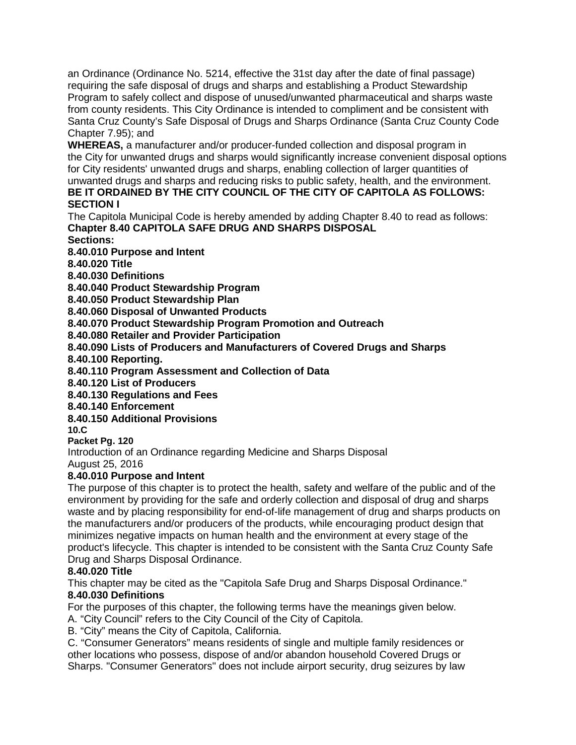an Ordinance (Ordinance No. 5214, effective the 31st day after the date of final passage) requiring the safe disposal of drugs and sharps and establishing a Product Stewardship Program to safely collect and dispose of unused/unwanted pharmaceutical and sharps waste from county residents. This City Ordinance is intended to compliment and be consistent with Santa Cruz County's Safe Disposal of Drugs and Sharps Ordinance (Santa Cruz County Code Chapter 7.95); and

**WHEREAS,** a manufacturer and/or producer-funded collection and disposal program in the City for unwanted drugs and sharps would significantly increase convenient disposal options for City residents' unwanted drugs and sharps, enabling collection of larger quantities of unwanted drugs and sharps and reducing risks to public safety, health, and the environment.

**BE IT ORDAINED BY THE CITY COUNCIL OF THE CITY OF CAPITOLA AS FOLLOWS:**

**SECTION I**

The Capitola Municipal Code is hereby amended by adding Chapter 8.40 to read as follows:

**Chapter 8.40 CAPITOLA SAFE DRUG AND SHARPS DISPOSAL**

**Sections:**

**8.40.010 Purpose and Intent**

**8.40.020 Title**

**8.40.030 Definitions**

**8.40.040 Product Stewardship Program**

**8.40.050 Product Stewardship Plan**

**8.40.060 Disposal of Unwanted Products**

**8.40.070 Product Stewardship Program Promotion and Outreach**

**8.40.080 Retailer and Provider Participation**

**8.40.090 Lists of Producers and Manufacturers of Covered Drugs and Sharps**

**8.40.100 Reporting.**

**8.40.110 Program Assessment and Collection of Data**

**8.40.120 List of Producers**

**8.40.130 Regulations and Fees**

**8.40.140 Enforcement**

**8.40.150 Additional Provisions**

**8.40.010 Purpose and Intent**

The purpose of this chapter is to protect the health, safety and welfare of the public and of the environment by providing for the safe and orderly collection and disposal of drug and sharps waste and by placing responsibility for end-of-life management of drug and sharps products on the manufacturers and/or producers of the products, while encouraging product design that minimizes negative impacts on human health and the environment at every stage of the product's lifecycle. This chapter is intended to be consistent with the Santa Cruz County Safe Drug and Sharps Disposal Ordinance.

**8.40.020 Title**

This chapter may be cited as the "Capitola Safe Drug and Sharps Disposal Ordinance."

**8.40.030 Definitions**

For the purposes of this chapter, the following terms have the meanings given below.

A. "City Council" refers to the City Council of the City of Capitola.

B. "City" means the City of Capitola, California.

C. "Consumer Generators" means residents of single and multiple family residences or other locations who possess, dispose of and/or abandon household Covered Drugs or Sharps. "Consumer Generators" does not include airport security, drug seizures by law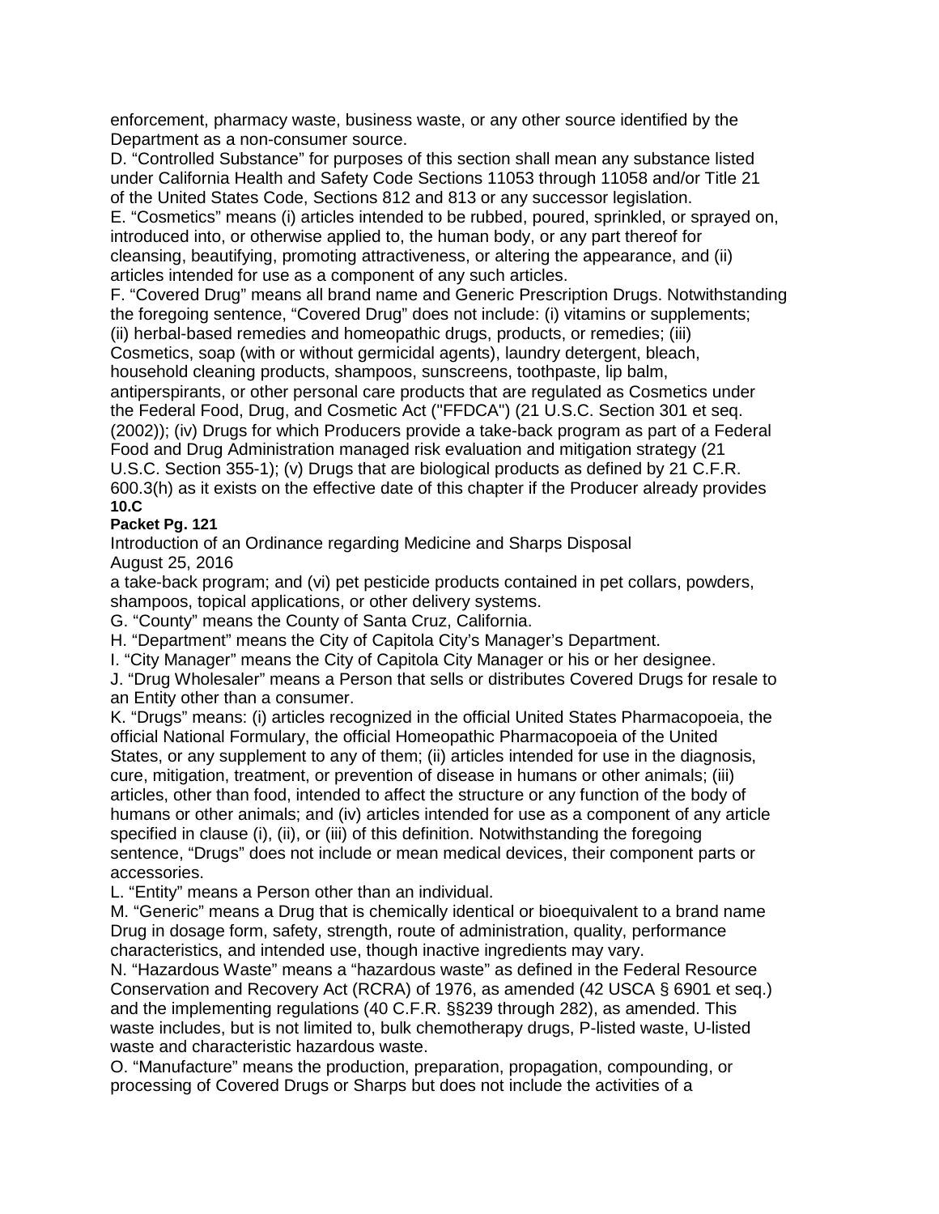enforcement, pharmacy waste, business waste, or any other source identified by the Department as a non-consumer source.

D. "Controlled Substance" for purposes of this section shall mean any substance listed under California Health and Safety Code Sections 11053 through 11058 and/or Title 21 of the United States Code, Sections 812 and 813 or any successor legislation.

E. "Cosmetics" means (i) articles intended to be rubbed, poured, sprinkled, or sprayed on, introduced into, or otherwise applied to, the human body, or any part thereof for cleansing, beautifying, promoting attractiveness, or altering the appearance, and (ii) articles intended for use as a component of any such articles.

F. "Covered Drug" means all brand name and Generic Prescription Drugs. Notwithstanding the foregoing sentence, "Covered Drug" does not include: (i) vitamins or supplements; (ii) herbal-based remedies and homeopathic drugs, products, or remedies; (iii) Cosmetics, soap (with or without germicidal agents), laundry detergent, bleach, household cleaning products, shampoos, sunscreens, toothpaste, lip balm, antiperspirants, or other personal care products that are regulated as Cosmetics under the Federal Food, Drug, and Cosmetic Act ("FFDCA") (21 U.S.C. Section 301 et seq. (2002)); (iv) Drugs for which Producers provide a take-back program as part of a Federal Food and Drug Administration managed risk evaluation and mitigation strategy (21 U.S.C. Section 355-1); (v) Drugs that are biological products as defined by 21 C.F.R. 600.3(h) as it exists on the effective date of this chapter if the Producer already provides a take-back program; and (vi) pet pesticide products contained in pet collars, powders, shampoos, topical applications, or other delivery systems.

G. "County" means the County of Santa Cruz, California.

H. "Department" means the City of Capitola City's Manager's Department.

I. "City Manager" means the City of Capitola City Manager or his or her designee.

J. "Drug Wholesaler" means a Person that sells or distributes Covered Drugs for resale to an Entity other than a consumer.

K. "Drugs" means: (i) articles recognized in the official United States Pharmacopoeia, the official National Formulary, the official Homeopathic Pharmacopoeia of the United States, or any supplement to any of them; (ii) articles intended for use in the diagnosis, cure, mitigation, treatment, or prevention of disease in humans or other animals; (iii) articles, other than food, intended to affect the structure or any function of the body of humans or other animals; and (iv) articles intended for use as a component of any article specified in clause (i), (ii), or (iii) of this definition. Notwithstanding the foregoing sentence, "Drugs" does not include or mean medical devices, their component parts or accessories.

L. "Entity" means a Person other than an individual.

M. "Generic" means a Drug that is chemically identical or bioequivalent to a brand name Drug in dosage form, safety, strength, route of administration, quality, performance characteristics, and intended use, though inactive ingredients may vary.

N. "Hazardous Waste" means a "hazardous waste" as defined in the Federal Resource Conservation and Recovery Act (RCRA) of 1976, as amended (42 USCA § 6901 et seq.) and the implementing regulations (40 C.F.R. §§239 through 282), as amended. This waste includes, but is not limited to, bulk chemotherapy drugs, P-listed waste, U-listed waste and characteristic hazardous waste.

O. "Manufacture" means the production, preparation, propagation, compounding, or processing of Covered Drugs or Sharps but does not include the activities of a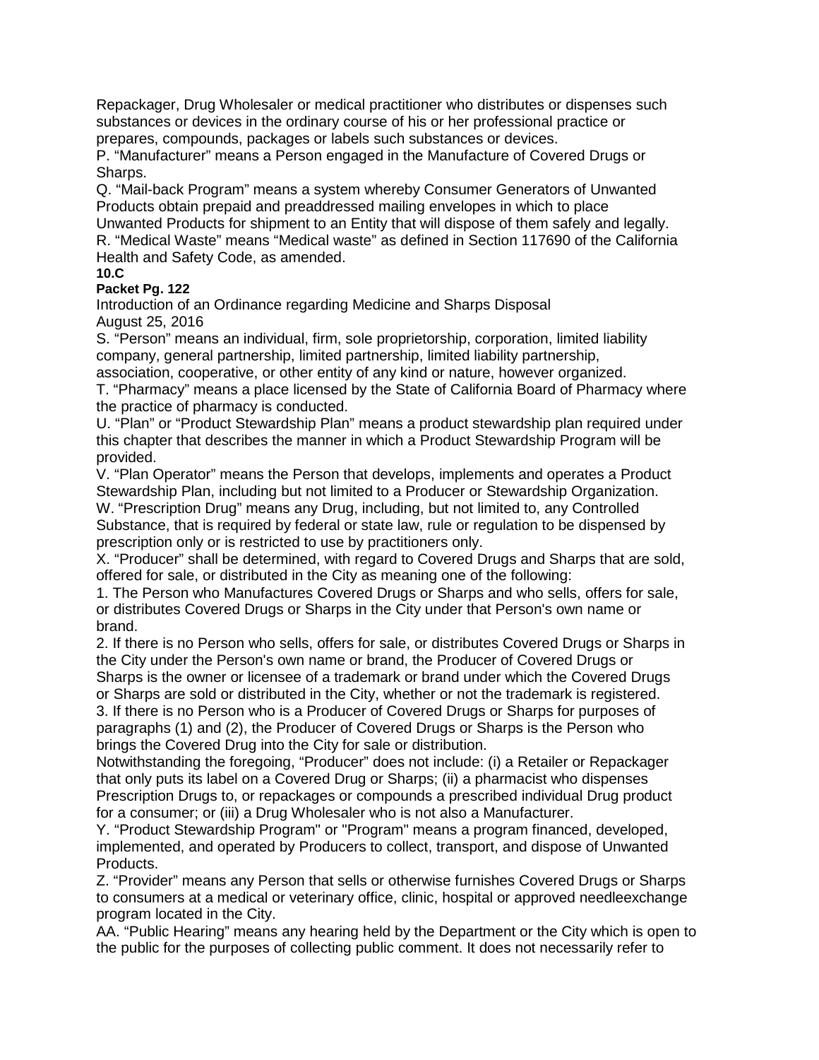Repackager, Drug Wholesaler or medical practitioner who distributes or dispenses such substances or devices in the ordinary course of his or her professional practice or prepares, compounds, packages or labels such substances or devices.

P. "Manufacturer" means a Person engaged in the Manufacture of Covered Drugs or Sharps.

Q. "Mail-back Program" means a system whereby Consumer Generators of Unwanted Products obtain prepaid and preaddressed mailing envelopes in which to place Unwanted Products for shipment to an Entity that will dispose of them safely and legally.

R. "Medical Waste" means "Medical waste" as defined in Section 117690 of the California Health and Safety Code, as amended.

S. "Person" means an individual, firm, sole proprietorship, corporation, limited liability company, general partnership, limited partnership, limited liability partnership, association, cooperative, or other entity of any kind or nature, however organized.

T. "Pharmacy" means a place licensed by the State of California Board of Pharmacy where the practice of pharmacy is conducted.

U. "Plan" or "Product Stewardship Plan" means a product stewardship plan required under this chapter that describes the manner in which a Product Stewardship Program will be provided.

V. "Plan Operator" means the Person that develops, implements and operates a Product Stewardship Plan, including but not limited to a Producer or Stewardship Organization.

W. "Prescription Drug" means any Drug, including, but not limited to, any Controlled Substance, that is required by federal or state law, rule or regulation to be dispensed by prescription only or is restricted to use by practitioners only.

X. "Producer" shall be determined, with regard to Covered Drugs and Sharps that are sold, offered for sale, or distributed in the City as meaning one of the following:

1. The Person who Manufactures Covered Drugs or Sharps and who sells, offers for sale, or distributes Covered Drugs or Sharps in the City under that Person's own name or brand.
2. If there is no Person who sells, offers for sale, or distributes Covered Drugs or Sharps in the City under the Person's own name or brand, the Producer of Covered Drugs or Sharps is the owner or licensee of a trademark or brand under which the Covered Drugs or Sharps are sold or distributed in the City, whether or not the trademark is registered.
3. If there is no Person who is a Producer of Covered Drugs or Sharps for purposes of paragraphs (1) and (2), the Producer of Covered Drugs or Sharps is the Person who brings the Covered Drug into the City for sale or distribution.

Notwithstanding the foregoing, "Producer" does not include: (i) a Retailer or Repackager that only puts its label on a Covered Drug or Sharps; (ii) a pharmacist who dispenses Prescription Drugs to, or repackages or compounds a prescribed individual Drug product for a consumer; or (iii) a Drug Wholesaler who is not also a Manufacturer.

Y. "Product Stewardship Program" or "Program" means a program financed, developed, implemented, and operated by Producers to collect, transport, and dispose of Unwanted Products.

Z. "Provider" means any Person that sells or otherwise furnishes Covered Drugs or Sharps to consumers at a medical or veterinary office, clinic, hospital or approved needleexchange program located in the City.

AA. "Public Hearing" means any hearing held by the Department or the City which is open to the public for the purposes of collecting public comment. It does not necessarily refer to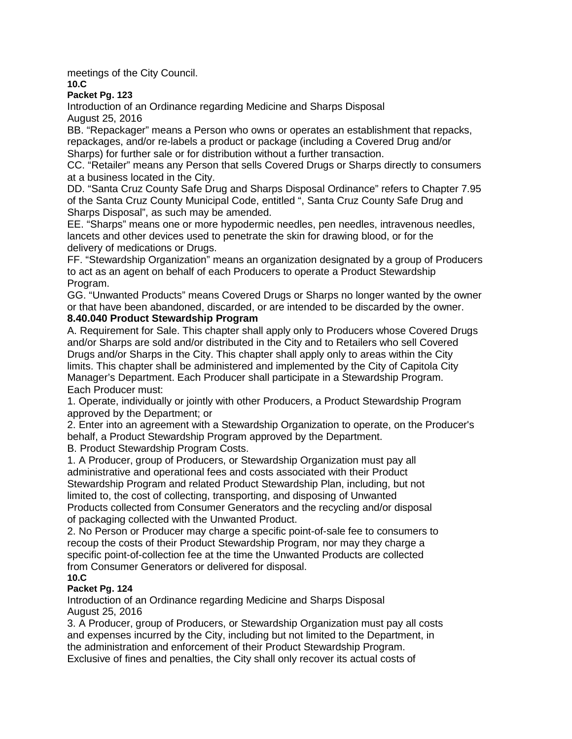meetings of the City Council.

BB. “Repackager” means a Person who owns or operates an establishment that repacks, repackages, and/or re-labels a product or package (including a Covered Drug and/or Sharps) for further sale or for distribution without a further transaction.

CC. “Retailer” means any Person that sells Covered Drugs or Sharps directly to consumers at a business located in the City.

DD. “Santa Cruz County Safe Drug and Sharps Disposal Ordinance” refers to Chapter 7.95 of the Santa Cruz County Municipal Code, entitled “, Santa Cruz County Safe Drug and Sharps Disposal”, as such may be amended.

EE. “Sharps” means one or more hypodermic needles, pen needles, intravenous needles, lancets and other devices used to penetrate the skin for drawing blood, or for the delivery of medications or Drugs.

FF. “Stewardship Organization” means an organization designated by a group of Producers to act as an agent on behalf of each Producers to operate a Product Stewardship Program.

GG. “Unwanted Products” means Covered Drugs or Sharps no longer wanted by the owner or that have been abandoned, discarded, or are intended to be discarded by the owner.

**8.40.040 Product Stewardship Program**

A. Requirement for Sale. This chapter shall apply only to Producers whose Covered Drugs and/or Sharps are sold and/or distributed in the City and to Retailers who sell Covered Drugs and/or Sharps in the City. This chapter shall apply only to areas within the City limits. This chapter shall be administered and implemented by the City of Capitola City Manager’s Department. Each Producer shall participate in a Stewardship Program. Each Producer must:

1. Operate, individually or jointly with other Producers, a Product Stewardship Program approved by the Department; or

2. Enter into an agreement with a Stewardship Organization to operate, on the Producer's behalf, a Product Stewardship Program approved by the Department.

B. Product Stewardship Program Costs.

1. A Producer, group of Producers, or Stewardship Organization must pay all administrative and operational fees and costs associated with their Product Stewardship Program and related Product Stewardship Plan, including, but not limited to, the cost of collecting, transporting, and disposing of Unwanted Products collected from Consumer Generators and the recycling and/or disposal of packaging collected with the Unwanted Product.

2. No Person or Producer may charge a specific point-of-sale fee to consumers to recoup the costs of their Product Stewardship Program, nor may they charge a specific point-of-collection fee at the time the Unwanted Products are collected from Consumer Generators or delivered for disposal.

3. A Producer, group of Producers, or Stewardship Organization must pay all costs and expenses incurred by the City, including but not limited to the Department, in the administration and enforcement of their Product Stewardship Program. Exclusive of fines and penalties, the City shall only recover its actual costs of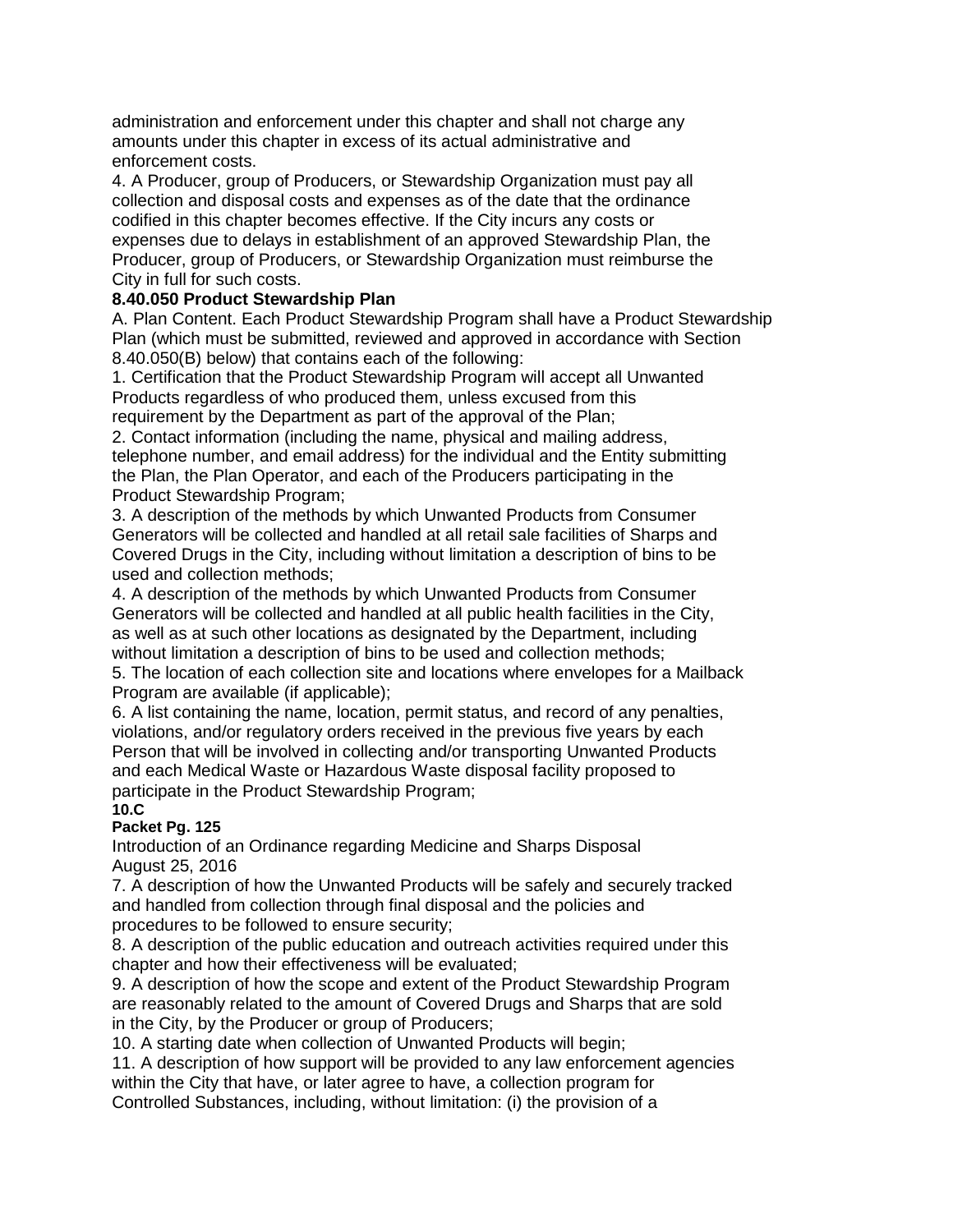administration and enforcement under this chapter and shall not charge any amounts under this chapter in excess of its actual administrative and enforcement costs.

4. A Producer, group of Producers, or Stewardship Organization must pay all collection and disposal costs and expenses as of the date that the ordinance codified in this chapter becomes effective. If the City incurs any costs or expenses due to delays in establishment of an approved Stewardship Plan, the Producer, group of Producers, or Stewardship Organization must reimburse the City in full for such costs.

**8.40.050 Product Stewardship Plan**

A. Plan Content. Each Product Stewardship Program shall have a Product Stewardship Plan (which must be submitted, reviewed and approved in accordance with Section 8.40.050(B) below) that contains each of the following:

1. Certification that the Product Stewardship Program will accept all Unwanted Products regardless of who produced them, unless excused from this requirement by the Department as part of the approval of the Plan;

2. Contact information (including the name, physical and mailing address, telephone number, and email address) for the individual and the Entity submitting the Plan, the Plan Operator, and each of the Producers participating in the Product Stewardship Program;

3. A description of the methods by which Unwanted Products from Consumer Generators will be collected and handled at all retail sale facilities of Sharps and Covered Drugs in the City, including without limitation a description of bins to be used and collection methods;

4. A description of the methods by which Unwanted Products from Consumer Generators will be collected and handled at all public health facilities in the City, as well as at such other locations as designated by the Department, including without limitation a description of bins to be used and collection methods;

5. The location of each collection site and locations where envelopes for a Mailback Program are available (if applicable);

6. A list containing the name, location, permit status, and record of any penalties, violations, and/or regulatory orders received in the previous five years by each Person that will be involved in collecting and/or transporting Unwanted Products and each Medical Waste or Hazardous Waste disposal facility proposed to participate in the Product Stewardship Program;

7. A description of how the Unwanted Products will be safely and securely tracked and handled from collection through final disposal and the policies and procedures to be followed to ensure security;

8. A description of the public education and outreach activities required under this chapter and how their effectiveness will be evaluated;

9. A description of how the scope and extent of the Product Stewardship Program are reasonably related to the amount of Covered Drugs and Sharps that are sold in the City, by the Producer or group of Producers;

10. A starting date when collection of Unwanted Products will begin;

11. A description of how support will be provided to any law enforcement agencies within the City that have, or later agree to have, a collection program for Controlled Substances, including, without limitation: (i) the provision of a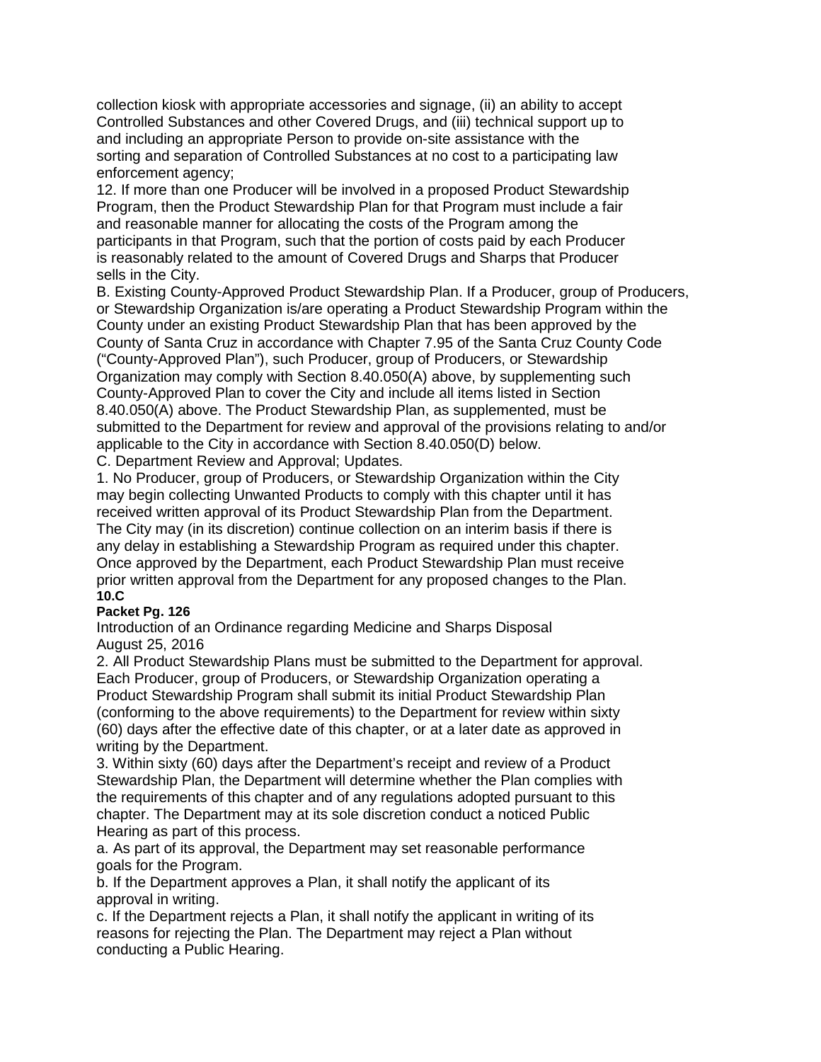collection kiosk with appropriate accessories and signage, (ii) an ability to accept Controlled Substances and other Covered Drugs, and (iii) technical support up to and including an appropriate Person to provide on-site assistance with the sorting and separation of Controlled Substances at no cost to a participating law enforcement agency;

12. If more than one Producer will be involved in a proposed Product Stewardship Program, then the Product Stewardship Plan for that Program must include a fair and reasonable manner for allocating the costs of the Program among the participants in that Program, such that the portion of costs paid by each Producer is reasonably related to the amount of Covered Drugs and Sharps that Producer sells in the City.

B. Existing County-Approved Product Stewardship Plan. If a Producer, group of Producers, or Stewardship Organization is/are operating a Product Stewardship Program within the County under an existing Product Stewardship Plan that has been approved by the County of Santa Cruz in accordance with Chapter 7.95 of the Santa Cruz County Code ("County-Approved Plan"), such Producer, group of Producers, or Stewardship Organization may comply with Section 8.40.050(A) above, by supplementing such County-Approved Plan to cover the City and include all items listed in Section 8.40.050(A) above. The Product Stewardship Plan, as supplemented, must be submitted to the Department for review and approval of the provisions relating to and/or applicable to the City in accordance with Section 8.40.050(D) below.

C. Department Review and Approval; Updates.

1. No Producer, group of Producers, or Stewardship Organization within the City may begin collecting Unwanted Products to comply with this chapter until it has received written approval of its Product Stewardship Plan from the Department. The City may (in its discretion) continue collection on an interim basis if there is any delay in establishing a Stewardship Program as required under this chapter. Once approved by the Department, each Product Stewardship Plan must receive prior written approval from the Department for any proposed changes to the Plan.

2. All Product Stewardship Plans must be submitted to the Department for approval. Each Producer, group of Producers, or Stewardship Organization operating a Product Stewardship Program shall submit its initial Product Stewardship Plan (conforming to the above requirements) to the Department for review within sixty (60) days after the effective date of this chapter, or at a later date as approved in writing by the Department.

3. Within sixty (60) days after the Department's receipt and review of a Product Stewardship Plan, the Department will determine whether the Plan complies with the requirements of this chapter and of any regulations adopted pursuant to this chapter. The Department may at its sole discretion conduct a noticed Public Hearing as part of this process.

a. As part of its approval, the Department may set reasonable performance goals for the Program.

b. If the Department approves a Plan, it shall notify the applicant of its approval in writing.

c. If the Department rejects a Plan, it shall notify the applicant in writing of its reasons for rejecting the Plan. The Department may reject a Plan without conducting a Public Hearing.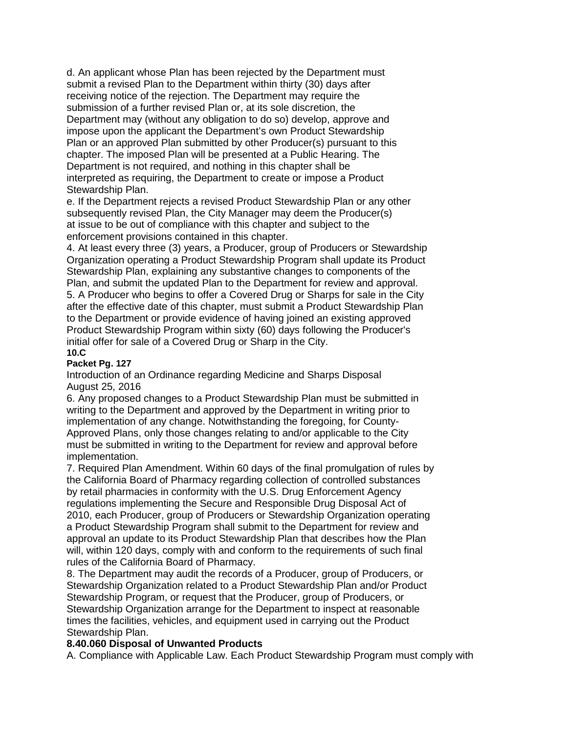d. An applicant whose Plan has been rejected by the Department must submit a revised Plan to the Department within thirty (30) days after receiving notice of the rejection. The Department may require the submission of a further revised Plan or, at its sole discretion, the Department may (without any obligation to do so) develop, approve and impose upon the applicant the Department's own Product Stewardship Plan or an approved Plan submitted by other Producer(s) pursuant to this chapter. The imposed Plan will be presented at a Public Hearing. The Department is not required, and nothing in this chapter shall be interpreted as requiring, the Department to create or impose a Product Stewardship Plan.

e. If the Department rejects a revised Product Stewardship Plan or any other subsequently revised Plan, the City Manager may deem the Producer(s) at issue to be out of compliance with this chapter and subject to the enforcement provisions contained in this chapter.

4. At least every three (3) years, a Producer, group of Producers or Stewardship Organization operating a Product Stewardship Program shall update its Product Stewardship Plan, explaining any substantive changes to components of the Plan, and submit the updated Plan to the Department for review and approval.

5. A Producer who begins to offer a Covered Drug or Sharps for sale in the City after the effective date of this chapter, must submit a Product Stewardship Plan to the Department or provide evidence of having joined an existing approved Product Stewardship Program within sixty (60) days following the Producer's initial offer for sale of a Covered Drug or Sharp in the City.

6. Any proposed changes to a Product Stewardship Plan must be submitted in writing to the Department and approved by the Department in writing prior to implementation of any change. Notwithstanding the foregoing, for County-Approved Plans, only those changes relating to and/or applicable to the City must be submitted in writing to the Department for review and approval before implementation.

7. Required Plan Amendment. Within 60 days of the final promulgation of rules by the California Board of Pharmacy regarding collection of controlled substances by retail pharmacies in conformity with the U.S. Drug Enforcement Agency regulations implementing the Secure and Responsible Drug Disposal Act of 2010, each Producer, group of Producers or Stewardship Organization operating a Product Stewardship Program shall submit to the Department for review and approval an update to its Product Stewardship Plan that describes how the Plan will, within 120 days, comply with and conform to the requirements of such final rules of the California Board of Pharmacy.

8. The Department may audit the records of a Producer, group of Producers, or Stewardship Organization related to a Product Stewardship Plan and/or Product Stewardship Program, or request that the Producer, group of Producers, or Stewardship Organization arrange for the Department to inspect at reasonable times the facilities, vehicles, and equipment used in carrying out the Product Stewardship Plan.

**8.40.060 Disposal of Unwanted Products**

A. Compliance with Applicable Law. Each Product Stewardship Program must comply with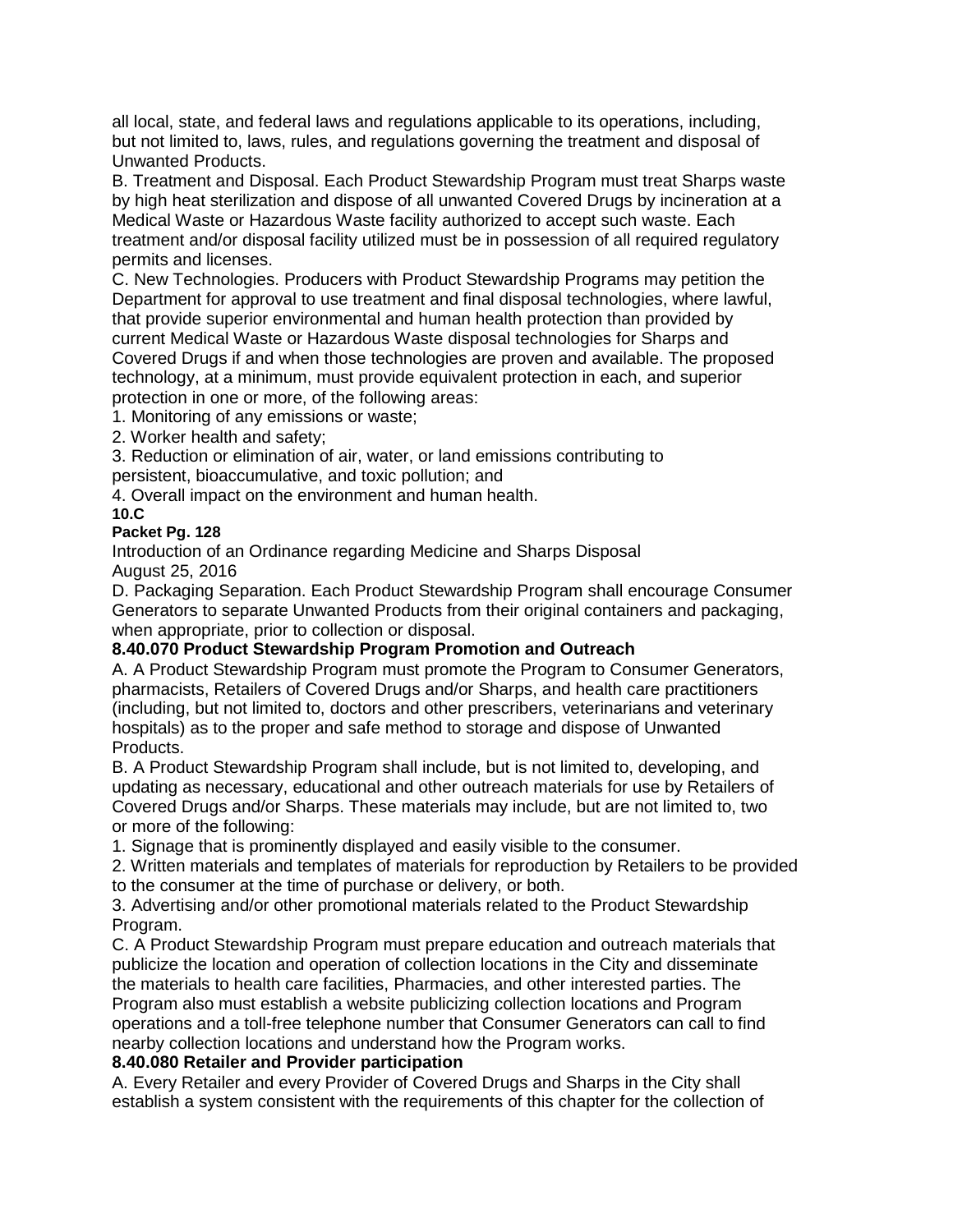all local, state, and federal laws and regulations applicable to its operations, including, but not limited to, laws, rules, and regulations governing the treatment and disposal of Unwanted Products.

B. Treatment and Disposal. Each Product Stewardship Program must treat Sharps waste by high heat sterilization and dispose of all unwanted Covered Drugs by incineration at a Medical Waste or Hazardous Waste facility authorized to accept such waste. Each treatment and/or disposal facility utilized must be in possession of all required regulatory permits and licenses.

C. New Technologies. Producers with Product Stewardship Programs may petition the Department for approval to use treatment and final disposal technologies, where lawful, that provide superior environmental and human health protection than provided by current Medical Waste or Hazardous Waste disposal technologies for Sharps and Covered Drugs if and when those technologies are proven and available. The proposed technology, at a minimum, must provide equivalent protection in each, and superior protection in one or more, of the following areas:

1. Monitoring of any emissions or waste;
2. Worker health and safety;
3. Reduction or elimination of air, water, or land emissions contributing to persistent, bioaccumulative, and toxic pollution; and
4. Overall impact on the environment and human health.

D. Packaging Separation. Each Product Stewardship Program shall encourage Consumer Generators to separate Unwanted Products from their original containers and packaging, when appropriate, prior to collection or disposal.

**8.40.070 Product Stewardship Program Promotion and Outreach**

A. A Product Stewardship Program must promote the Program to Consumer Generators, pharmacists, Retailers of Covered Drugs and/or Sharps, and health care practitioners (including, but not limited to, doctors and other prescribers, veterinarians and veterinary hospitals) as to the proper and safe method to storage and dispose of Unwanted Products.

B. A Product Stewardship Program shall include, but is not limited to, developing, and updating as necessary, educational and other outreach materials for use by Retailers of Covered Drugs and/or Sharps. These materials may include, but are not limited to, two or more of the following:

1. Signage that is prominently displayed and easily visible to the consumer.
2. Written materials and templates of materials for reproduction by Retailers to be provided to the consumer at the time of purchase or delivery, or both.
3. Advertising and/or other promotional materials related to the Product Stewardship Program.

C. A Product Stewardship Program must prepare education and outreach materials that publicize the location and operation of collection locations in the City and disseminate the materials to health care facilities, Pharmacies, and other interested parties. The Program also must establish a website publicizing collection locations and Program operations and a toll-free telephone number that Consumer Generators can call to find nearby collection locations and understand how the Program works.

**8.40.080 Retailer and Provider participation**

A. Every Retailer and every Provider of Covered Drugs and Sharps in the City shall establish a system consistent with the requirements of this chapter for the collection of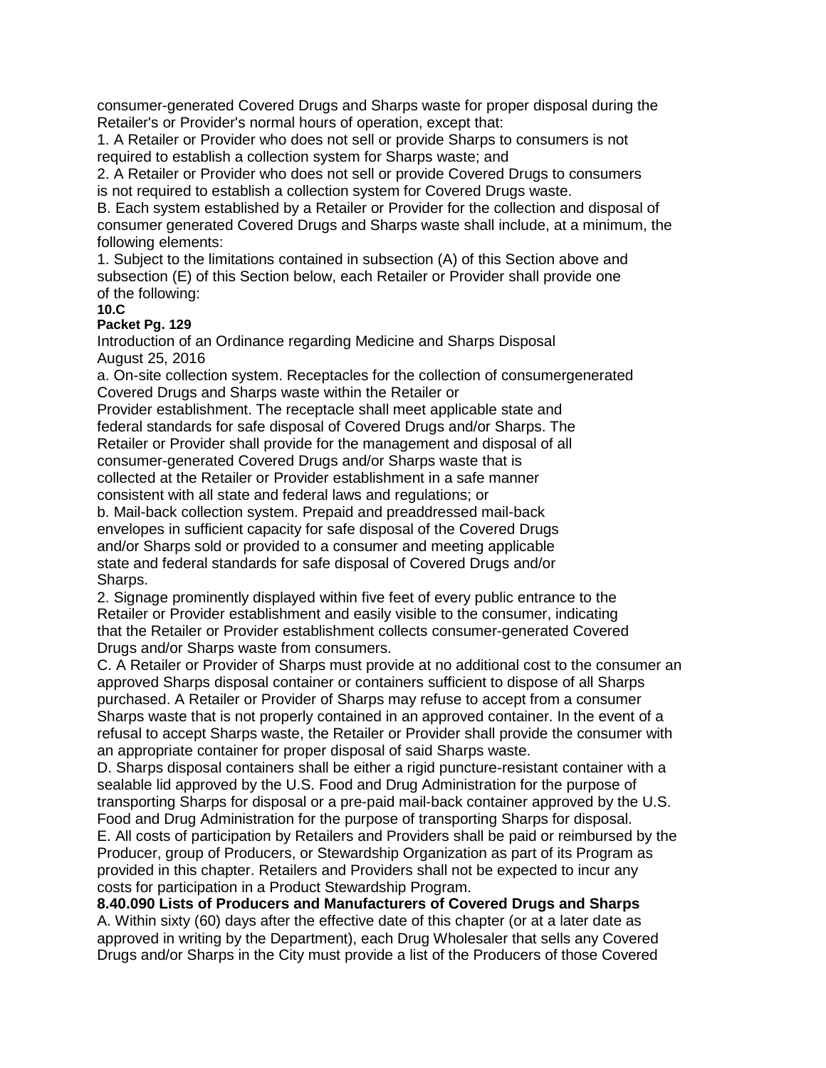consumer-generated Covered Drugs and Sharps waste for proper disposal during the Retailer's or Provider's normal hours of operation, except that:

1. A Retailer or Provider who does not sell or provide Sharps to consumers is not required to establish a collection system for Sharps waste; and
2. A Retailer or Provider who does not sell or provide Covered Drugs to consumers is not required to establish a collection system for Covered Drugs waste.

B. Each system established by a Retailer or Provider for the collection and disposal of consumer generated Covered Drugs and Sharps waste shall include, at a minimum, the following elements:

1. Subject to the limitations contained in subsection (A) of this Section above and subsection (E) of this Section below, each Retailer or Provider shall provide one of the following:

a. On-site collection system. Receptacles for the collection of consumergenerated Covered Drugs and Sharps waste within the Retailer or Provider establishment. The receptacle shall meet applicable state and federal standards for safe disposal of Covered Drugs and/or Sharps. The Retailer or Provider shall provide for the management and disposal of all consumer-generated Covered Drugs and/or Sharps waste that is collected at the Retailer or Provider establishment in a safe manner consistent with all state and federal laws and regulations; or

b. Mail-back collection system. Prepaid and preaddressed mail-back envelopes in sufficient capacity for safe disposal of the Covered Drugs and/or Sharps sold or provided to a consumer and meeting applicable state and federal standards for safe disposal of Covered Drugs and/or Sharps.

2. Signage prominently displayed within five feet of every public entrance to the Retailer or Provider establishment and easily visible to the consumer, indicating that the Retailer or Provider establishment collects consumer-generated Covered Drugs and/or Sharps waste from consumers.

C. A Retailer or Provider of Sharps must provide at no additional cost to the consumer an approved Sharps disposal container or containers sufficient to dispose of all Sharps purchased. A Retailer or Provider of Sharps may refuse to accept from a consumer Sharps waste that is not properly contained in an approved container. In the event of a refusal to accept Sharps waste, the Retailer or Provider shall provide the consumer with an appropriate container for proper disposal of said Sharps waste.

D. Sharps disposal containers shall be either a rigid puncture-resistant container with a sealable lid approved by the U.S. Food and Drug Administration for the purpose of transporting Sharps for disposal or a pre-paid mail-back container approved by the U.S. Food and Drug Administration for the purpose of transporting Sharps for disposal.

E. All costs of participation by Retailers and Providers shall be paid or reimbursed by the Producer, group of Producers, or Stewardship Organization as part of its Program as provided in this chapter. Retailers and Providers shall not be expected to incur any costs for participation in a Product Stewardship Program.

**8.40.090 Lists of Producers and Manufacturers of Covered Drugs and Sharps**

A. Within sixty (60) days after the effective date of this chapter (or at a later date as approved in writing by the Department), each Drug Wholesaler that sells any Covered Drugs and/or Sharps in the City must provide a list of the Producers of those Covered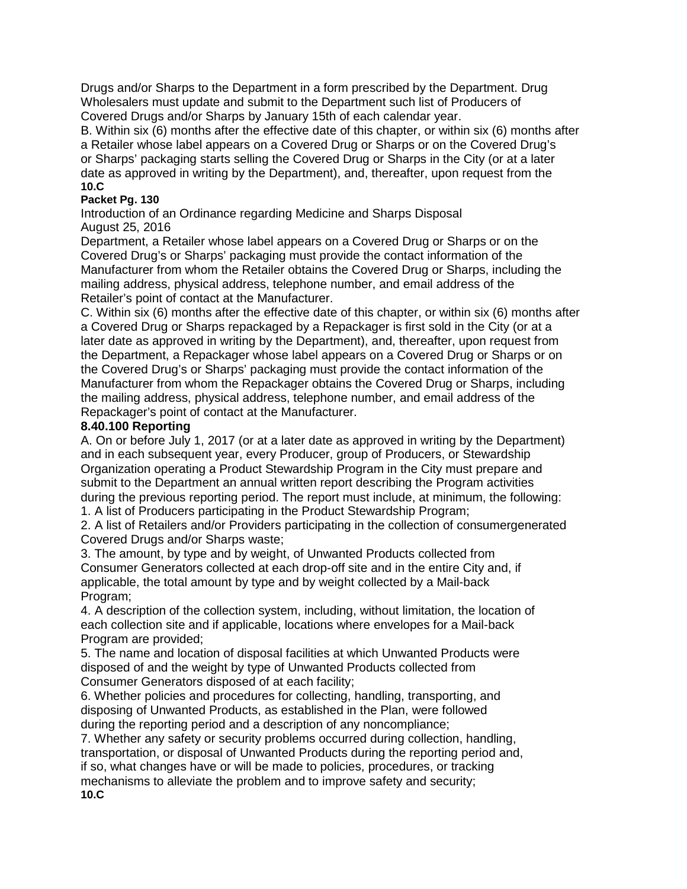Drugs and/or Sharps to the Department in a form prescribed by the Department. Drug Wholesalers must update and submit to the Department such list of Producers of Covered Drugs and/or Sharps by January 15th of each calendar year.

B. Within six (6) months after the effective date of this chapter, or within six (6) months after a Retailer whose label appears on a Covered Drug or Sharps or on the Covered Drug's or Sharps' packaging starts selling the Covered Drug or Sharps in the City (or at a later date as approved in writing by the Department), and, thereafter, upon request from the Department, a Retailer whose label appears on a Covered Drug or Sharps or on the Covered Drug's or Sharps' packaging must provide the contact information of the Manufacturer from whom the Retailer obtains the Covered Drug or Sharps, including the mailing address, physical address, telephone number, and email address of the Retailer's point of contact at the Manufacturer.

C. Within six (6) months after the effective date of this chapter, or within six (6) months after a Covered Drug or Sharps repackaged by a Repackager is first sold in the City (or at a later date as approved in writing by the Department), and, thereafter, upon request from the Department, a Repackager whose label appears on a Covered Drug or Sharps or on the Covered Drug's or Sharps' packaging must provide the contact information of the Manufacturer from whom the Repackager obtains the Covered Drug or Sharps, including the mailing address, physical address, telephone number, and email address of the Repackager's point of contact at the Manufacturer.

**8.40.100 Reporting**

A. On or before July 1, 2017 (or at a later date as approved in writing by the Department) and in each subsequent year, every Producer, group of Producers, or Stewardship Organization operating a Product Stewardship Program in the City must prepare and submit to the Department an annual written report describing the Program activities during the previous reporting period. The report must include, at minimum, the following:

1. A list of Producers participating in the Product Stewardship Program;
2. A list of Retailers and/or Providers participating in the collection of consumergenerated Covered Drugs and/or Sharps waste;
3. The amount, by type and by weight, of Unwanted Products collected from Consumer Generators collected at each drop-off site and in the entire City and, if applicable, the total amount by type and by weight collected by a Mail-back Program;
4. A description of the collection system, including, without limitation, the location of each collection site and if applicable, locations where envelopes for a Mail-back Program are provided;
5. The name and location of disposal facilities at which Unwanted Products were disposed of and the weight by type of Unwanted Products collected from Consumer Generators disposed of at each facility;
6. Whether policies and procedures for collecting, handling, transporting, and disposing of Unwanted Products, as established in the Plan, were followed during the reporting period and a description of any noncompliance;
7. Whether any safety or security problems occurred during collection, handling, transportation, or disposal of Unwanted Products during the reporting period and, if so, what changes have or will be made to policies, procedures, or tracking mechanisms to alleviate the problem and to improve safety and security;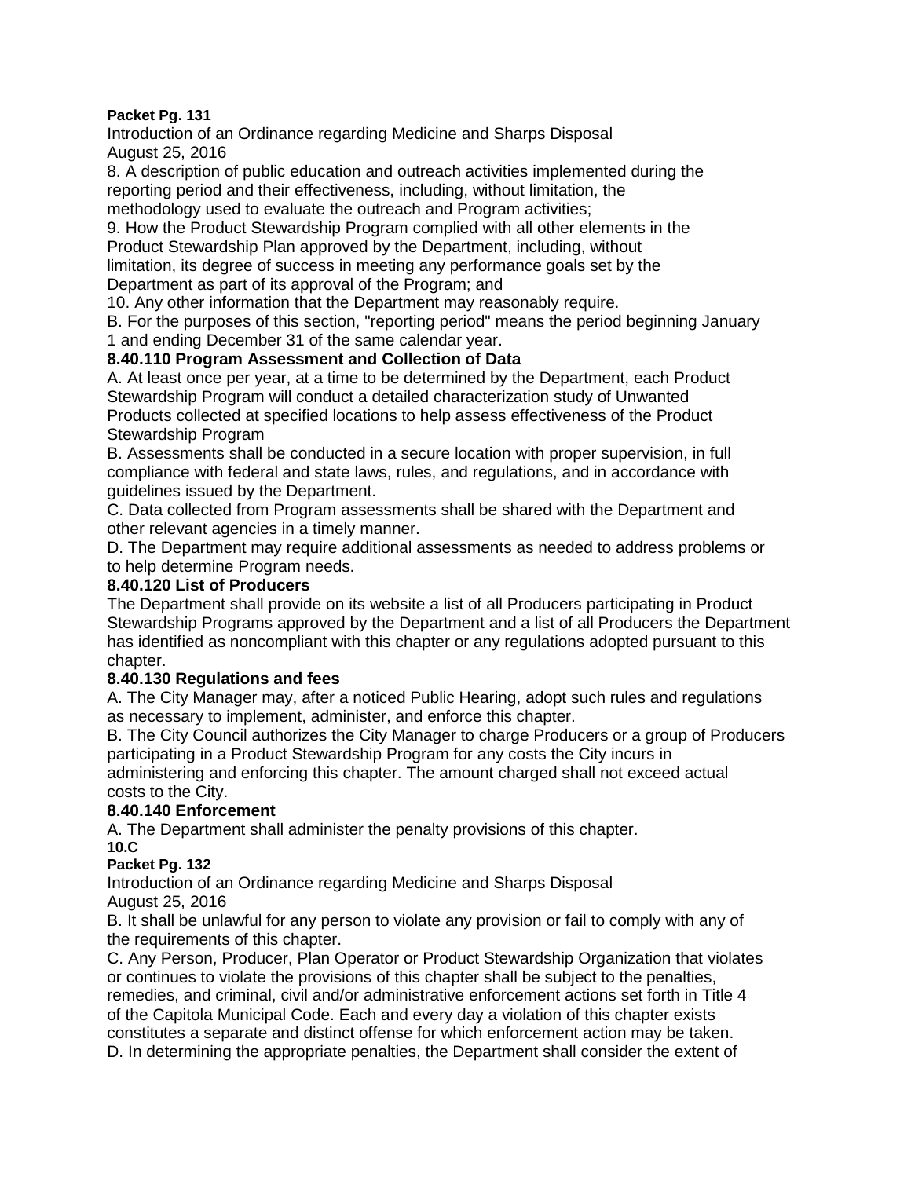8. A description of public education and outreach activities implemented during the reporting period and their effectiveness, including, without limitation, the methodology used to evaluate the outreach and Program activities;

9. How the Product Stewardship Program complied with all other elements in the Product Stewardship Plan approved by the Department, including, without limitation, its degree of success in meeting any performance goals set by the Department as part of its approval of the Program; and

10. Any other information that the Department may reasonably require.

B. For the purposes of this section, "reporting period" means the period beginning January 1 and ending December 31 of the same calendar year.

**8.40.110 Program Assessment and Collection of Data**

A. At least once per year, at a time to be determined by the Department, each Product Stewardship Program will conduct a detailed characterization study of Unwanted Products collected at specified locations to help assess effectiveness of the Product Stewardship Program

B. Assessments shall be conducted in a secure location with proper supervision, in full compliance with federal and state laws, rules, and regulations, and in accordance with guidelines issued by the Department.

C. Data collected from Program assessments shall be shared with the Department and other relevant agencies in a timely manner.

D. The Department may require additional assessments as needed to address problems or to help determine Program needs.

**8.40.120 List of Producers**

The Department shall provide on its website a list of all Producers participating in Product Stewardship Programs approved by the Department and a list of all Producers the Department has identified as noncompliant with this chapter or any regulations adopted pursuant to this chapter.

**8.40.130 Regulations and fees**

A. The City Manager may, after a noticed Public Hearing, adopt such rules and regulations as necessary to implement, administer, and enforce this chapter.

B. The City Council authorizes the City Manager to charge Producers or a group of Producers participating in a Product Stewardship Program for any costs the City incurs in administering and enforcing this chapter. The amount charged shall not exceed actual costs to the City.

**8.40.140 Enforcement**

A. The Department shall administer the penalty provisions of this chapter.

B. It shall be unlawful for any person to violate any provision or fail to comply with any of the requirements of this chapter.

C. Any Person, Producer, Plan Operator or Product Stewardship Organization that violates or continues to violate the provisions of this chapter shall be subject to the penalties, remedies, and criminal, civil and/or administrative enforcement actions set forth in Title 4 of the Capitola Municipal Code. Each and every day a violation of this chapter exists constitutes a separate and distinct offense for which enforcement action may be taken.

D. In determining the appropriate penalties, the Department shall consider the extent of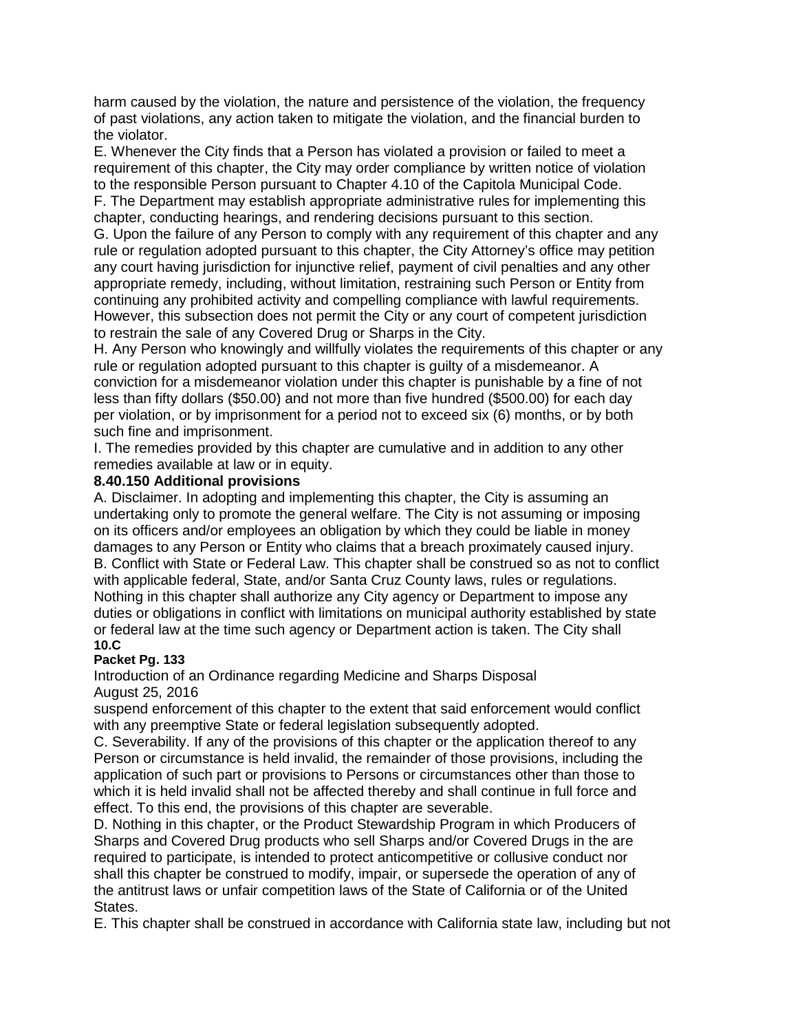harm caused by the violation, the nature and persistence of the violation, the frequency of past violations, any action taken to mitigate the violation, and the financial burden to the violator.

E. Whenever the City finds that a Person has violated a provision or failed to meet a requirement of this chapter, the City may order compliance by written notice of violation to the responsible Person pursuant to Chapter 4.10 of the Capitola Municipal Code.

F. The Department may establish appropriate administrative rules for implementing this chapter, conducting hearings, and rendering decisions pursuant to this section.

G. Upon the failure of any Person to comply with any requirement of this chapter and any rule or regulation adopted pursuant to this chapter, the City Attorney's office may petition any court having jurisdiction for injunctive relief, payment of civil penalties and any other appropriate remedy, including, without limitation, restraining such Person or Entity from continuing any prohibited activity and compelling compliance with lawful requirements. However, this subsection does not permit the City or any court of competent jurisdiction to restrain the sale of any Covered Drug or Sharps in the City.

H. Any Person who knowingly and willfully violates the requirements of this chapter or any rule or regulation adopted pursuant to this chapter is guilty of a misdemeanor. A conviction for a misdemeanor violation under this chapter is punishable by a fine of not less than fifty dollars ($50.00) and not more than five hundred ($500.00) for each day per violation, or by imprisonment for a period not to exceed six (6) months, or by both such fine and imprisonment.

I. The remedies provided by this chapter are cumulative and in addition to any other remedies available at law or in equity.

**8.40.150 Additional provisions**

A. Disclaimer. In adopting and implementing this chapter, the City is assuming an undertaking only to promote the general welfare. The City is not assuming or imposing on its officers and/or employees an obligation by which they could be liable in money damages to any Person or Entity who claims that a breach proximately caused injury.

B. Conflict with State or Federal Law. This chapter shall be construed so as not to conflict with applicable federal, State, and/or Santa Cruz County laws, rules or regulations. Nothing in this chapter shall authorize any City agency or Department to impose any duties or obligations in conflict with limitations on municipal authority established by state or federal law at the time such agency or Department action is taken. The City shall suspend enforcement of this chapter to the extent that said enforcement would conflict with any preemptive State or federal legislation subsequently adopted.

C. Severability. If any of the provisions of this chapter or the application thereof to any Person or circumstance is held invalid, the remainder of those provisions, including the application of such part or provisions to Persons or circumstances other than those to which it is held invalid shall not be affected thereby and shall continue in full force and effect. To this end, the provisions of this chapter are severable.

D. Nothing in this chapter, or the Product Stewardship Program in which Producers of Sharps and Covered Drug products who sell Sharps and/or Covered Drugs in the are required to participate, is intended to protect anticompetitive or collusive conduct nor shall this chapter be construed to modify, impair, or supersede the operation of any of the antitrust laws or unfair competition laws of the State of California or of the United States.

E. This chapter shall be construed in accordance with California state law, including but not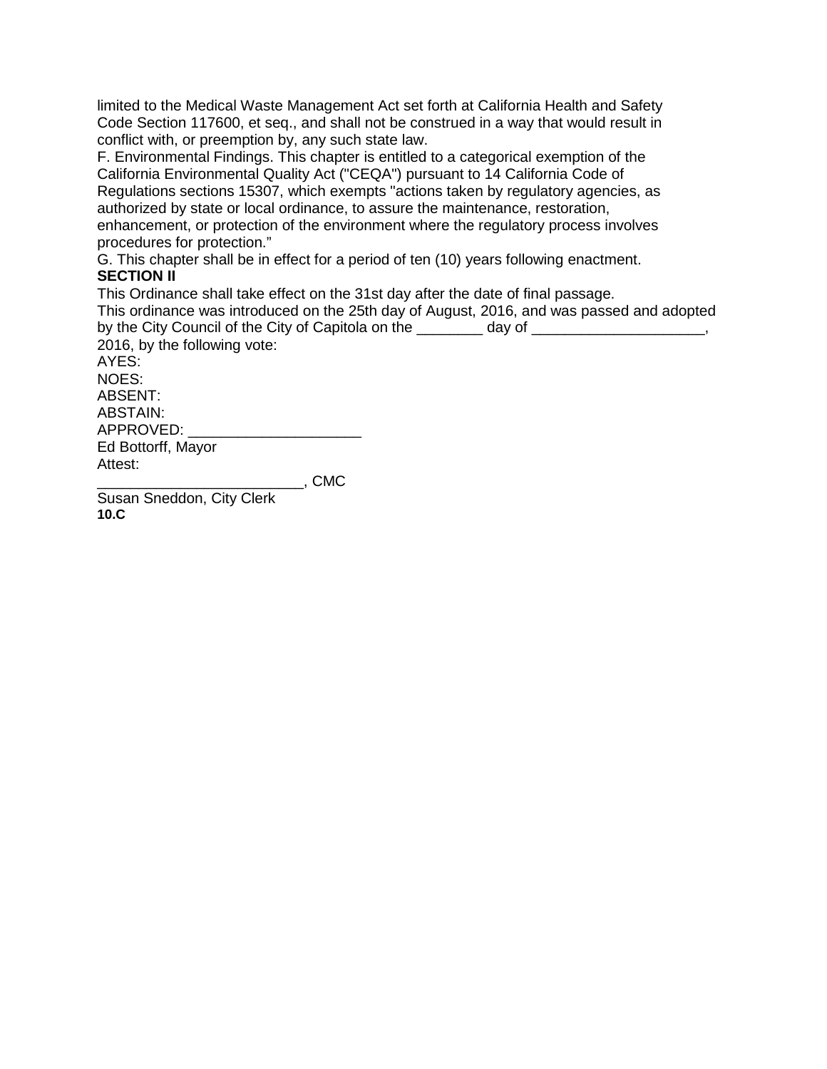limited to the Medical Waste Management Act set forth at California Health and Safety Code Section 117600, et seq., and shall not be construed in a way that would result in conflict with, or preemption by, any such state law.

F. Environmental Findings. This chapter is entitled to a categorical exemption of the California Environmental Quality Act ("CEQA") pursuant to 14 California Code of Regulations sections 15307, which exempts "actions taken by regulatory agencies, as authorized by state or local ordinance, to assure the maintenance, restoration, enhancement, or protection of the environment where the regulatory process involves procedures for protection."

G. This chapter shall be in effect for a period of ten (10) years following enactment.

**SECTION II**

This Ordinance shall take effect on the 31st day after the date of final passage.

This ordinance was introduced on the 25th day of August, 2016, and was passed and adopted by the City Council of the City of Capitola on the ________ day of _____________________, 2016, by the following vote:

AYES:

NOES:

ABSENT:

ABSTAIN:

APPROVED: _____________________

Ed Bottorff, Mayor

Attest:

_________________________, CMC

Susan Sneddon, City Clerk

**10.C**